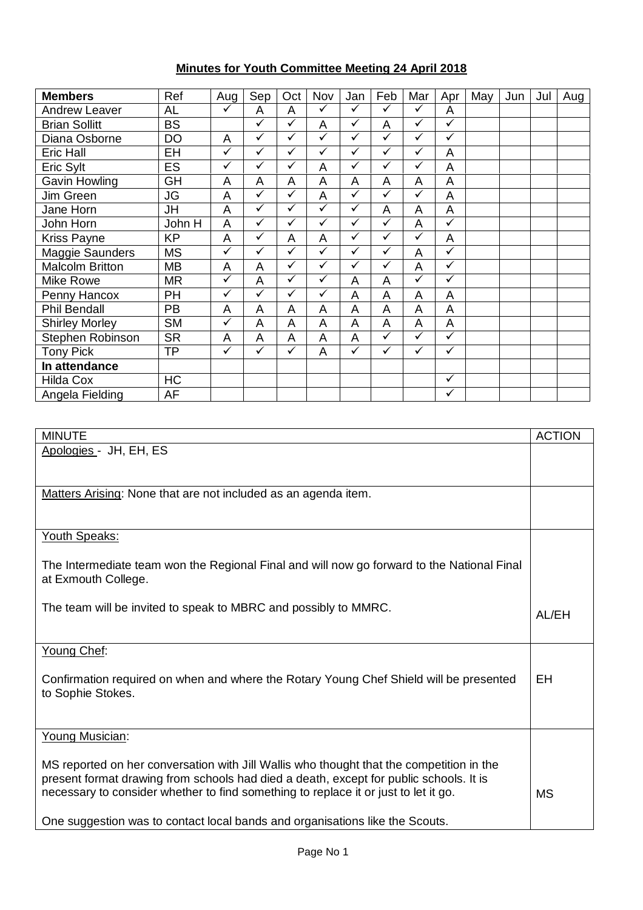**Minutes for Youth Committee Meeting 24 April 2018**

| Members | Ref | Aug | Sep | Oct | Nov | Jan | Feb | Mar | Apr | May | Jun | Jul | Aug |
|---|---|---|---|---|---|---|---|---|---|---|---|---|---|
| Andrew Leaver | AL | ✓ | A | A | ✓ | ✓ | ✓ | ✓ | A | | | | |
| Brian Sollitt | BS | | ✓ | ✓ | A | ✓ | A | ✓ | ✓ | | | | |
| Diana Osborne | DO | A | ✓ | ✓ | ✓ | ✓ | ✓ | ✓ | ✓ | | | | |
| Eric Hall | EH | ✓ | ✓ | ✓ | ✓ | ✓ | ✓ | ✓ | A | | | | |
| Eric Sylt | ES | ✓ | ✓ | ✓ | A | ✓ | ✓ | ✓ | A | | | | |
| Gavin Howling | GH | A | A | A | A | A | A | A | A | | | | |
| Jim Green | JG | A | ✓ | ✓ | A | ✓ | ✓ | ✓ | A | | | | |
| Jane Horn | JH | A | ✓ | ✓ | ✓ | ✓ | A | A | A | | | | |
| John Horn | John H | A | ✓ | ✓ | ✓ | ✓ | ✓ | A | ✓ | | | | |
| Kriss Payne | KP | A | ✓ | A | A | ✓ | ✓ | ✓ | A | | | | |
| Maggie Saunders | MS | ✓ | ✓ | ✓ | ✓ | ✓ | ✓ | A | ✓ | | | | |
| Malcolm Britton | MB | A | A | ✓ | ✓ | ✓ | ✓ | A | ✓ | | | | |
| Mike Rowe | MR | ✓ | A | ✓ | ✓ | A | A | ✓ | ✓ | | | | |
| Penny Hancox | PH | ✓ | ✓ | ✓ | ✓ | A | A | A | A | | | | |
| Phil Bendall | PB | A | A | A | A | A | A | A | A | | | | |
| Shirley Morley | SM | ✓ | A | A | A | A | A | A | A | | | | |
| Stephen Robinson | SR | A | A | A | A | A | ✓ | ✓ | ✓ | | | | |
| Tony Pick | TP | ✓ | ✓ | ✓ | A | ✓ | ✓ | ✓ | ✓ | | | | |
| **In attendance** | | | | | | | | | | | | | |
| Hilda Cox | HC | | | | | | | | ✓ | | | | |
| Angela Fielding | AF | | | | | | | | ✓ | | | | |

| MINUTE | ACTION |
|---|---|
| Apologies - JH, EH, ES | |
| Matters Arising: None that are not included as an agenda item. | |
| Youth Speaks:<br><br>The Intermediate team won the Regional Final and will now go forward to the National Final at Exmouth College.<br><br>The team will be invited to speak to MBRC and possibly to MMRC. | AL/EH |
| Young Chef:<br><br>Confirmation required on when and where the Rotary Young Chef Shield will be presented to Sophie Stokes. | EH |
| Young Musician:<br><br>MS reported on her conversation with Jill Wallis who thought that the competition in the present format drawing from schools had died a death, except for public schools. It is necessary to consider whether to find something to replace it or just to let it go.<br><br>One suggestion was to contact local bands and organisations like the Scouts. | MS |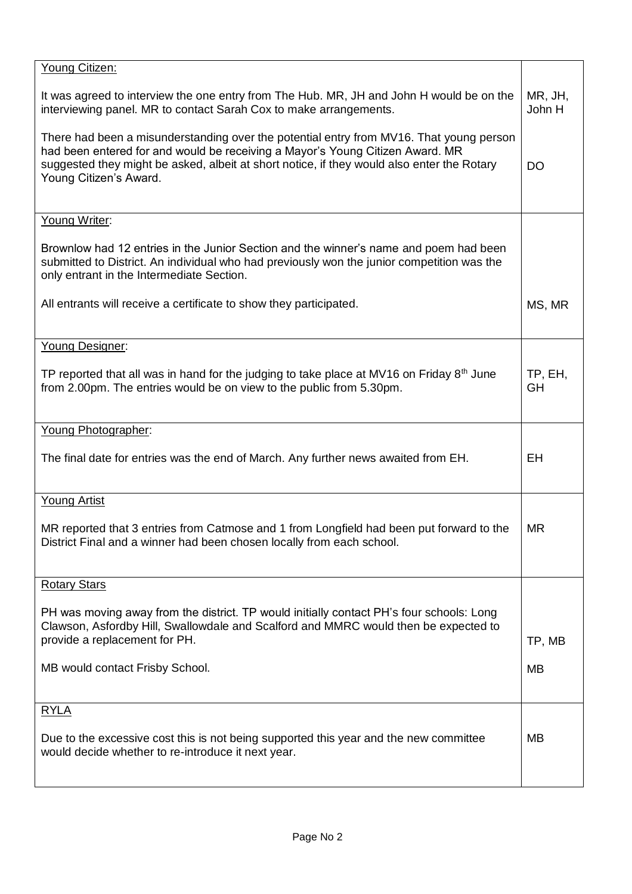| | |
|---|---|
| Young Citizen:<br><br>It was agreed to interview the one entry from The Hub. MR, JH and John H would be on the interviewing panel. MR to contact Sarah Cox to make arrangements.<br><br>There had been a misunderstanding over the potential entry from MV16. That young person had been entered for and would be receiving a Mayor's Young Citizen Award. MR suggested they might be asked, albeit at short notice, if they would also enter the Rotary Young Citizen's Award. | MR, JH, John H<br><br>DO |
| Young Writer:<br><br>Brownlow had 12 entries in the Junior Section and the winner's name and poem had been submitted to District. An individual who had previously won the junior competition was the only entrant in the Intermediate Section.<br><br>All entrants will receive a certificate to show they participated. | MS, MR |
| Young Designer:<br><br>TP reported that all was in hand for the judging to take place at MV16 on Friday 8th June from 2.00pm. The entries would be on view to the public from 5.30pm. | TP, EH, GH |
| Young Photographer:<br><br>The final date for entries was the end of March. Any further news awaited from EH. | EH |
| Young Artist<br><br>MR reported that 3 entries from Catmose and 1 from Longfield had been put forward to the District Final and a winner had been chosen locally from each school. | MR |
| Rotary Stars<br><br>PH was moving away from the district. TP would initially contact PH's four schools: Long Clawson, Asfordby Hill, Swallowdale and Scalford and MMRC would then be expected to provide a replacement for PH.<br><br>MB would contact Frisby School. | TP, MB<br><br>MB |
| RYLA<br><br>Due to the excessive cost this is not being supported this year and the new committee would decide whether to re-introduce it next year. | MB |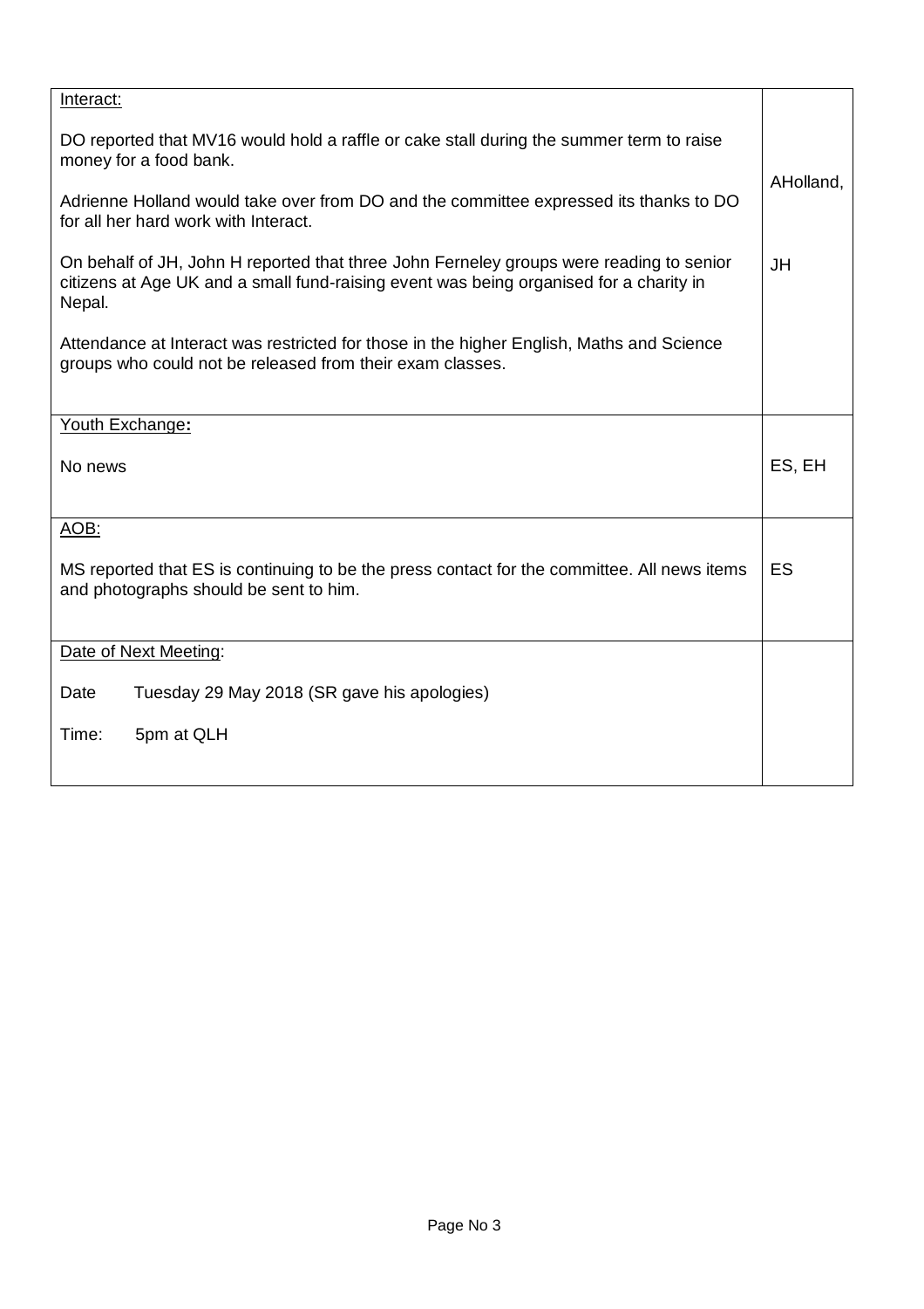| | |
|---|---|
| Interact:<br><br>DO reported that MV16 would hold a raffle or cake stall during the summer term to raise money for a food bank.<br><br>Adrienne Holland would take over from DO and the committee expressed its thanks to DO for all her hard work with Interact.<br><br>On behalf of JH, John H reported that three John Ferneley groups were reading to senior citizens at Age UK and a small fund-raising event was being organised for a charity in Nepal.<br><br>Attendance at Interact was restricted for those in the higher English, Maths and Science groups who could not be released from their exam classes. | AHolland,<br><br>JH |
| Youth Exchange**:**<br><br>No news | ES, EH |
| AOB:<br><br>MS reported that ES is continuing to be the press contact for the committee. All news items and photographs should be sent to him. | ES |
| Date of Next Meeting:<br><br>Date Tuesday 29 May 2018 (SR gave his apologies)<br><br>Time: 5pm at QLH | |